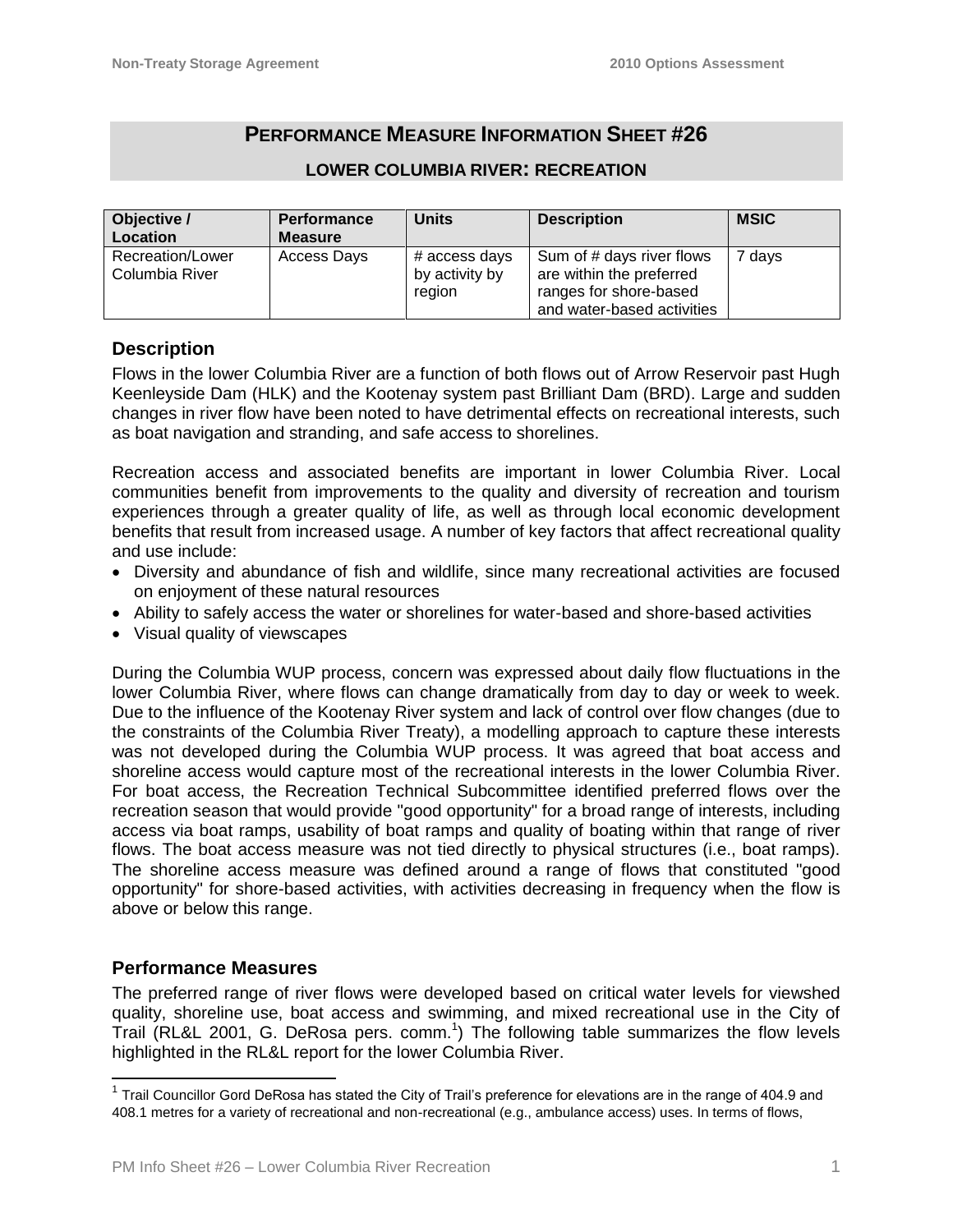## PERFORMANCE MEASURE INFORMATION SHEET #26

### LOWER COLUMBIA RIVER: RECREATION

| Objective / Location | Performance Measure | Units | Description | MSIC |
|---|---|---|---|---|
| Recreation/Lower Columbia River | Access Days | # access days by activity by region | Sum of # days river flows are within the preferred ranges for shore-based and water-based activities | 7 days |

### Description

Flows in the lower Columbia River are a function of both flows out of Arrow Reservoir past Hugh Keenleyside Dam (HLK) and the Kootenay system past Brilliant Dam (BRD). Large and sudden changes in river flow have been noted to have detrimental effects on recreational interests, such as boat navigation and stranding, and safe access to shorelines.

Recreation access and associated benefits are important in lower Columbia River. Local communities benefit from improvements to the quality and diversity of recreation and tourism experiences through a greater quality of life, as well as through local economic development benefits that result from increased usage. A number of key factors that affect recreational quality and use include:

- Diversity and abundance of fish and wildlife, since many recreational activities are focused on enjoyment of these natural resources
- Ability to safely access the water or shorelines for water-based and shore-based activities
- Visual quality of viewscapes

During the Columbia WUP process, concern was expressed about daily flow fluctuations in the lower Columbia River, where flows can change dramatically from day to day or week to week. Due to the influence of the Kootenay River system and lack of control over flow changes (due to the constraints of the Columbia River Treaty), a modelling approach to capture these interests was not developed during the Columbia WUP process. It was agreed that boat access and shoreline access would capture most of the recreational interests in the lower Columbia River. For boat access, the Recreation Technical Subcommittee identified preferred flows over the recreation season that would provide "good opportunity" for a broad range of interests, including access via boat ramps, usability of boat ramps and quality of boating within that range of river flows. The boat access measure was not tied directly to physical structures (i.e., boat ramps). The shoreline access measure was defined around a range of flows that constituted "good opportunity" for shore-based activities, with activities decreasing in frequency when the flow is above or below this range.

### Performance Measures

The preferred range of river flows were developed based on critical water levels for viewshed quality, shoreline use, boat access and swimming, and mixed recreational use in the City of Trail (RL&L 2001, G. DeRosa pers. comm.[1]) The following table summarizes the flow levels highlighted in the RL&L report for the lower Columbia River.

[1] Trail Councillor Gord DeRosa has stated the City of Trail's preference for elevations are in the range of 404.9 and 408.1 metres for a variety of recreational and non-recreational (e.g., ambulance access) uses. In terms of flows,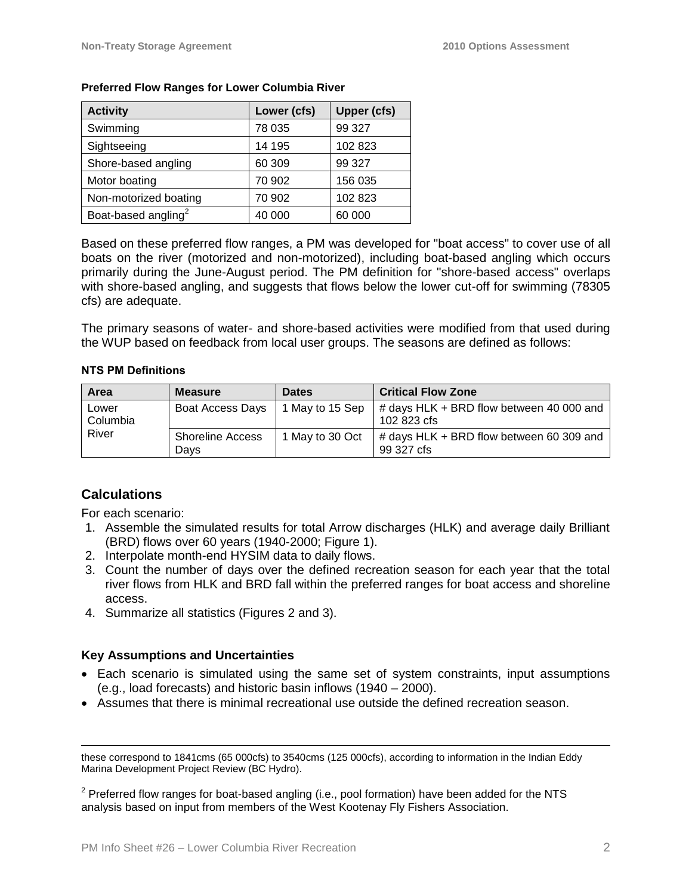**Preferred Flow Ranges for Lower Columbia River**

| Activity | Lower (cfs) | Upper (cfs) |
|---|---|---|
| Swimming | 78 035 | 99 327 |
| Sightseeing | 14 195 | 102 823 |
| Shore-based angling | 60 309 | 99 327 |
| Motor boating | 70 902 | 156 035 |
| Non-motorized boating | 70 902 | 102 823 |
| Boat-based angling[2] | 40 000 | 60 000 |

Based on these preferred flow ranges, a PM was developed for "boat access" to cover use of all boats on the river (motorized and non-motorized), including boat-based angling which occurs primarily during the June-August period. The PM definition for "shore-based access" overlaps with shore-based angling, and suggests that flows below the lower cut-off for swimming (78305 cfs) are adequate.

The primary seasons of water- and shore-based activities were modified from that used during the WUP based on feedback from local user groups. The seasons are defined as follows:

**NTS PM Definitions**

| Area | Measure | Dates | Critical Flow Zone |
|---|---|---|---|
| Lower Columbia River | Boat Access Days | 1 May to 15 Sep | # days HLK + BRD flow between 40 000 and 102 823 cfs |
| | Shoreline Access Days | 1 May to 30 Oct | # days HLK + BRD flow between 60 309 and 99 327 cfs |

## Calculations

For each scenario:

1. Assemble the simulated results for total Arrow discharges (HLK) and average daily Brilliant (BRD) flows over 60 years (1940-2000; Figure 1).
2. Interpolate month-end HYSIM data to daily flows.
3. Count the number of days over the defined recreation season for each year that the total river flows from HLK and BRD fall within the preferred ranges for boat access and shoreline access.
4. Summarize all statistics (Figures 2 and 3).

### Key Assumptions and Uncertainties

- Each scenario is simulated using the same set of system constraints, input assumptions (e.g., load forecasts) and historic basin inflows (1940 – 2000).
- Assumes that there is minimal recreational use outside the defined recreation season.

---

these correspond to 1841cms (65 000cfs) to 3540cms (125 000cfs), according to information in the Indian Eddy Marina Development Project Review (BC Hydro).

[2] Preferred flow ranges for boat-based angling (i.e., pool formation) have been added for the NTS analysis based on input from members of the West Kootenay Fly Fishers Association.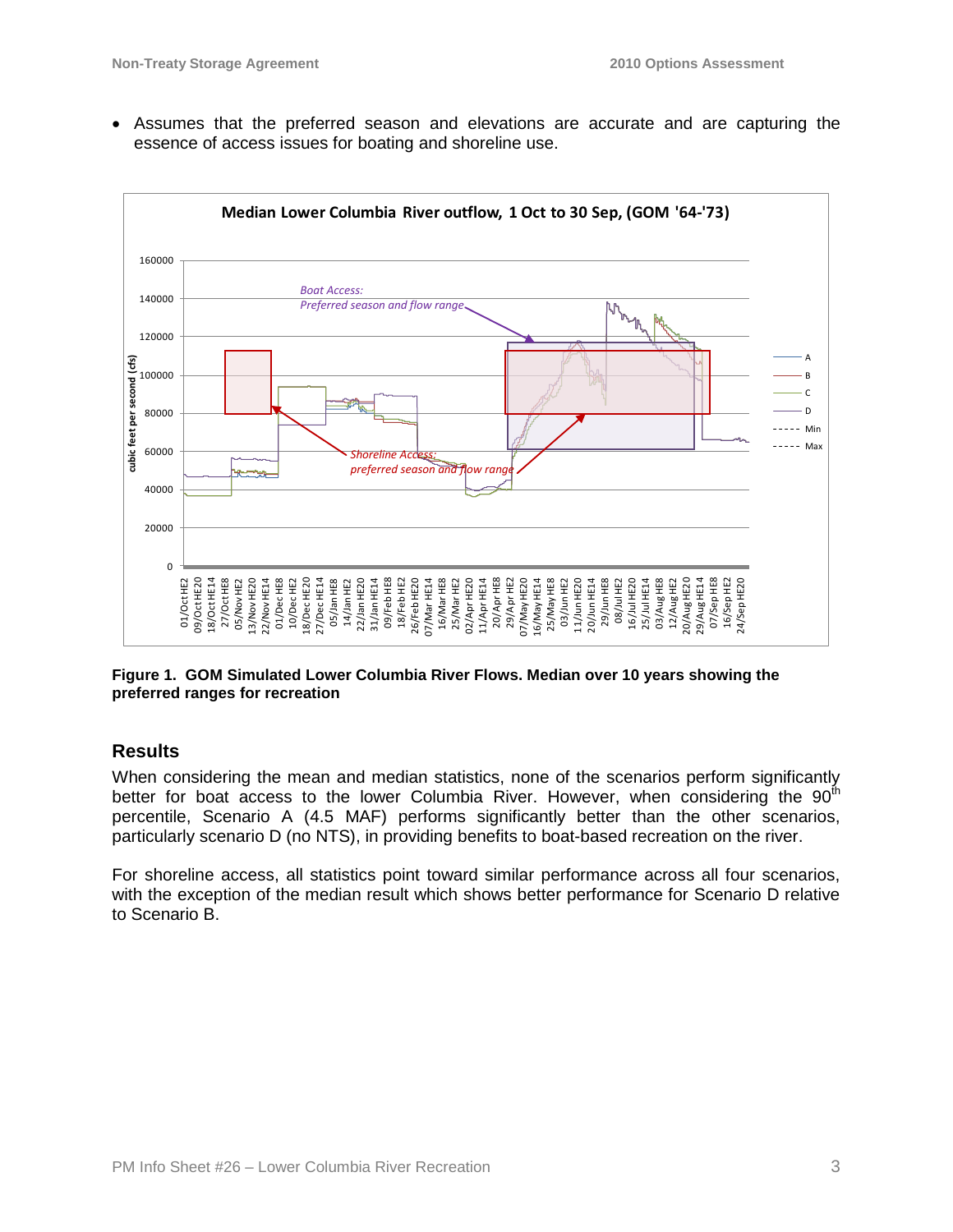- Assumes that the preferred season and elevations are accurate and are capturing the essence of access issues for boating and shoreline use.

**Figure 1. GOM Simulated Lower Columbia River Flows. Median over 10 years showing the preferred ranges for recreation**

## Results

When considering the mean and median statistics, none of the scenarios perform significantly better for boat access to the lower Columbia River. However, when considering the 90th percentile, Scenario A (4.5 MAF) performs significantly better than the other scenarios, particularly scenario D (no NTS), in providing benefits to boat-based recreation on the river.

For shoreline access, all statistics point toward similar performance across all four scenarios, with the exception of the median result which shows better performance for Scenario D relative to Scenario B.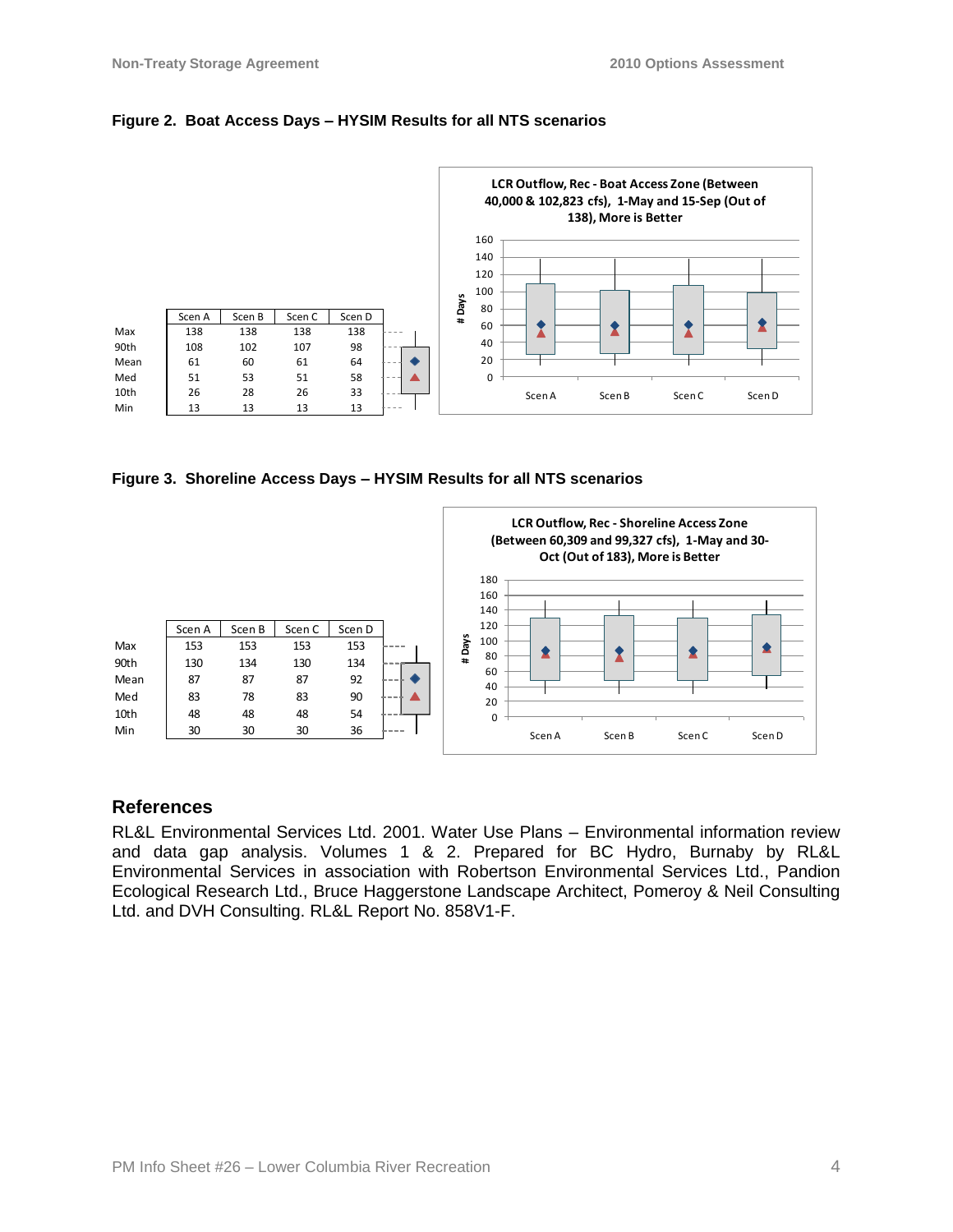**Figure 2. Boat Access Days – HYSIM Results for all NTS scenarios**

| | Scen A | Scen B | Scen C | Scen D |
|---|---|---|---|---|
| Max | 138 | 138 | 138 | 138 |
| 90th | 108 | 102 | 107 | 98 |
| Mean | 61 | 60 | 61 | 64 |
| Med | 51 | 53 | 51 | 58 |
| 10th | 26 | 28 | 26 | 33 |
| Min | 13 | 13 | 13 | 13 |

LCR Outflow, Rec - Boat Access Zone (Between 40,000 & 102,823 cfs), 1-May and 15-Sep (Out of 138), More is Better

# Days

160
140
120
100
80
60
40
20
0

Scen A
Scen B
Scen C
Scen D

**Figure 3. Shoreline Access Days – HYSIM Results for all NTS scenarios**

| | Scen A | Scen B | Scen C | Scen D |
|---|---|---|---|---|
| Max | 153 | 153 | 153 | 153 |
| 90th | 130 | 134 | 130 | 134 |
| Mean | 87 | 87 | 87 | 92 |
| Med | 83 | 78 | 83 | 90 |
| 10th | 48 | 48 | 48 | 54 |
| Min | 30 | 30 | 30 | 36 |

LCR Outflow, Rec - Shoreline Access Zone (Between 60,309 and 99,327 cfs), 1-May and 30-Oct (Out of 183), More is Better

# Days

180
160
140
120
100
80
60
40
20
0

Scen A
Scen B
Scen C
Scen D

## References

RL&L Environmental Services Ltd. 2001. Water Use Plans – Environmental information review and data gap analysis. Volumes 1 & 2. Prepared for BC Hydro, Burnaby by RL&L Environmental Services in association with Robertson Environmental Services Ltd., Pandion Ecological Research Ltd., Bruce Haggerstone Landscape Architect, Pomeroy & Neil Consulting Ltd. and DVH Consulting. RL&L Report No. 858V1-F.